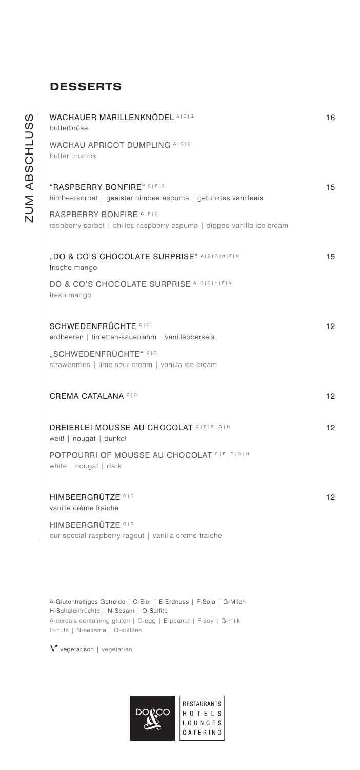## DESSERTS

ZUM ABSCHLUSS

**WACHAUER MARILLENKNÖDEL** A|C|G — 16
butterbrösel

WACHAU APRICOT DUMPLING A|C|G
butter crumbs

**"RASPBERRY BONFIRE"** C|F|G — 15
himbeersorbet | geeister himbeerespuma | getunktes vanilleeis

RASPBERRY BONFIRE C|F|G
raspberry sorbet | chilled raspberry espuma | dipped vanilla ice cream

**„DO & CO'S CHOCOLATE SURPRISE"** A|C|G|H|F|N — 15
frische mango

DO & CO'S CHOCOLATE SURPRISE A|C|G|H|F|N
fresh mango

**SCHWEDENFRÜCHTE** C|G — 12
erdbeeren | limetten-sauerrahm | vanilleoberseis

„SCHWEDENFRÜCHTE" C|G
strawberries | lime sour cream | vanilla ice cream

**CREMA CATALANA** C|G — 12

**DREIERLEI MOUSSE AU CHOCOLAT** C|E|F|G|H — 12
weiß | nougat | dunkel

POTPOURRI OF MOUSSE AU CHOCOLAT C|E|F|G|H
white | nougat | dark

**HIMBEERGRÜTZE** O|G — 12
vanille crème fraîche

HIMBEERGRÜTZE O|G
our special raspberry ragout | vanilla creme fraiche

A-Glutenhaltiges Getreide | C-Eier | E-Erdnuss | F-Soja | G-Milch
H-Schalenfrüchte | N-Sesam | O-Sulfite
A-cereals containing gluten | C-egg | E-peanut | F-soy | G-milk
H-nuts | N-sesame | O-sulfites

V vegetarisch | vegetarian

DO & CO — RESTAURANTS HOTELS LOUNGES CATERING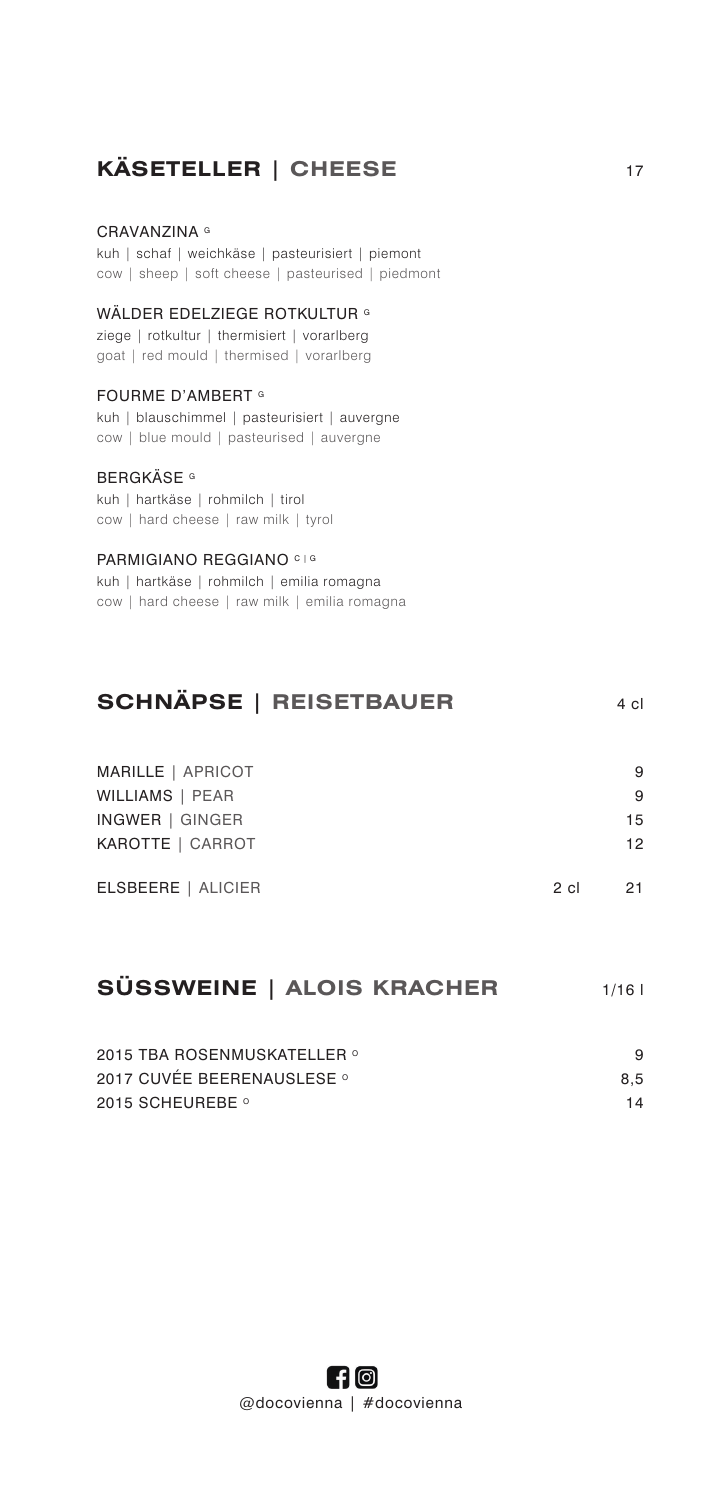## KÄSETELLER | CHEESE

17

CRAVANZINA [G]
kuh | schaf | weichkäse | pasteurisiert | piemont
cow | sheep | soft cheese | pasteurised | piedmont

WÄLDER EDELZIEGE ROTKULTUR [G]
ziege | rotkultur | thermisiert | vorarlberg
goat | red mould | thermised | vorarlberg

FOURME D'AMBERT [G]
kuh | blauschimmel | pasteurisiert | auvergne
cow | blue mould | pasteurised | auvergne

BERGKÄSE [G]
kuh | hartkäse | rohmilch | tirol
cow | hard cheese | raw milk | tyrol

PARMIGIANO REGGIANO [C | G]
kuh | hartkäse | rohmilch | emilia romagna
cow | hard cheese | raw milk | emilia romagna

## SCHNÄPSE | REISETBAUER

| | | 4 cl |
|---|---|---|
| MARILLE \| APRICOT | | 9 |
| WILLIAMS \| PEAR | | 9 |
| INGWER \| GINGER | | 15 |
| KAROTTE \| CARROT | | 12 |
| ELSBEERE \| ALICIER | 2 cl | 21 |

## SÜSSWEINE | ALOIS KRACHER

| | 1/16 l |
|---|---|
| 2015 TBA ROSENMUSKATELLER [O] | 9 |
| 2017 CUVÉE BEERENAUSLESE [O] | 8,5 |
| 2015 SCHEUREBE [O] | 14 |

@docovienna | #docovienna